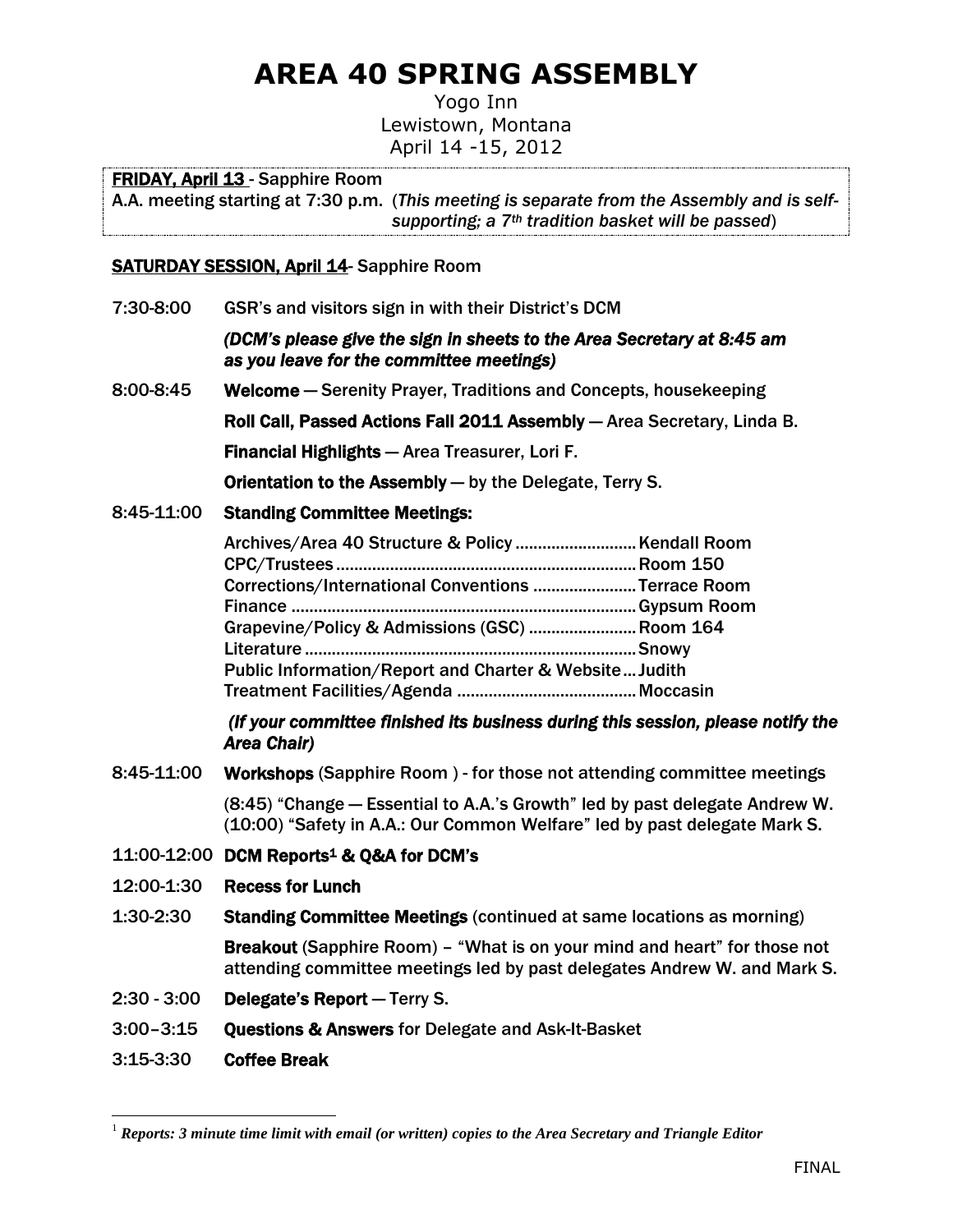# AREA 40 SPRING ASSEMBLY

Yogo Inn
Lewistown, Montana
April 14 -15, 2012

**FRIDAY, April 13** - Sapphire Room
A.A. meeting starting at 7:30 p.m. (*This meeting is separate from the Assembly and is self-supporting; a 7th tradition basket will be passed*)

**SATURDAY SESSION, April 14**- Sapphire Room

7:30-8:00 GSR's and visitors sign in with their District's DCM

*(DCM's please give the sign in sheets to the Area Secretary at 8:45 am as you leave for the committee meetings)*

8:00-8:45 **Welcome** — Serenity Prayer, Traditions and Concepts, housekeeping

**Roll Call, Passed Actions Fall 2011 Assembly** — Area Secretary, Linda B.

**Financial Highlights** — Area Treasurer, Lori F.

**Orientation to the Assembly** — by the Delegate, Terry S.

8:45-11:00 **Standing Committee Meetings:**

| Committee | Location |
|---|---|
| Archives/Area 40 Structure & Policy | Kendall Room |
| CPC/Trustees | Room 150 |
| Corrections/International Conventions | Terrace Room |
| Finance | Gypsum Room |
| Grapevine/Policy & Admissions (GSC) | Room 164 |
| Literature | Snowy |
| Public Information/Report and Charter & Website | Judith |
| Treatment Facilities/Agenda | Moccasin |

*(If your committee finished its business during this session, please notify the Area Chair)*

8:45-11:00 **Workshops** (Sapphire Room ) - for those not attending committee meetings

(8:45) "Change — Essential to A.A.'s Growth" led by past delegate Andrew W.
(10:00) "Safety in A.A.: Our Common Welfare" led by past delegate Mark S.

11:00-12:00 **DCM Reports[1] & Q&A for DCM's**

12:00-1:30 **Recess for Lunch**

1:30-2:30 **Standing Committee Meetings** (continued at same locations as morning)

**Breakout** (Sapphire Room) – "What is on your mind and heart" for those not attending committee meetings led by past delegates Andrew W. and Mark S.

2:30 - 3:00 **Delegate's Report** — Terry S.

3:00–3:15 **Questions & Answers** for Delegate and Ask-It-Basket

3:15-3:30 **Coffee Break**

---

[1] *Reports: 3 minute time limit with email (or written) copies to the Area Secretary and Triangle Editor*

FINAL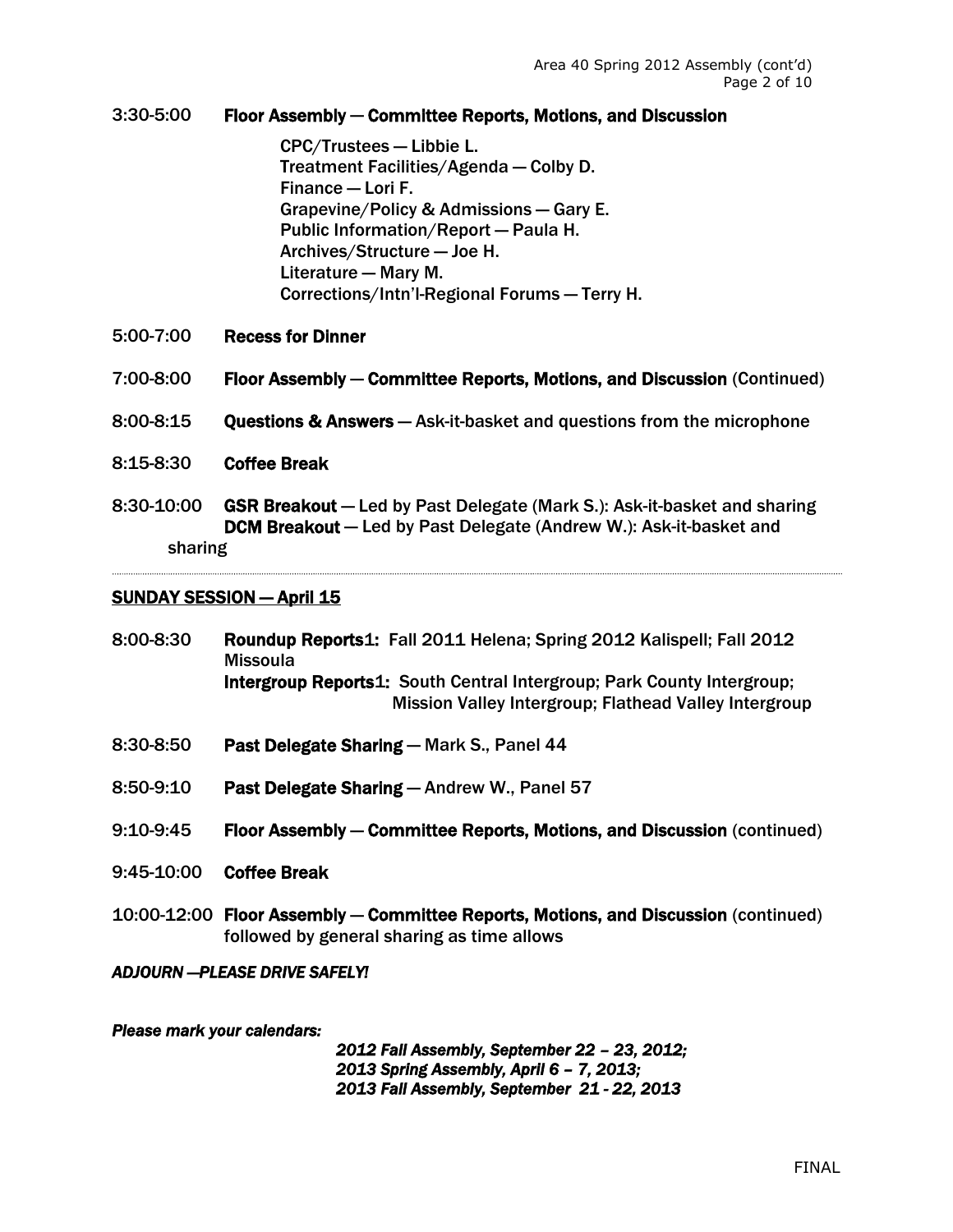3:30-5:00 **Floor Assembly — Committee Reports, Motions, and Discussion**

CPC/Trustees — Libbie L.
Treatment Facilities/Agenda — Colby D.
Finance — Lori F.
Grapevine/Policy & Admissions — Gary E.
Public Information/Report — Paula H.
Archives/Structure — Joe H.
Literature — Mary M.
Corrections/Intn'l-Regional Forums — Terry H.

5:00-7:00 **Recess for Dinner**

7:00-8:00 **Floor Assembly — Committee Reports, Motions, and Discussion** (Continued)

8:00-8:15 **Questions & Answers** — Ask-it-basket and questions from the microphone

8:15-8:30 **Coffee Break**

8:30-10:00 **GSR Breakout** — Led by Past Delegate (Mark S.): Ask-it-basket and sharing
**DCM Breakout** — Led by Past Delegate (Andrew W.): Ask-it-basket and sharing

---

## SUNDAY SESSION — April 15

8:00-8:30 **Roundup Reports**1: Fall 2011 Helena; Spring 2012 Kalispell; Fall 2012 Missoula
**Intergroup Reports**1: South Central Intergroup; Park County Intergroup; Mission Valley Intergroup; Flathead Valley Intergroup

8:30-8:50 **Past Delegate Sharing** — Mark S., Panel 44

8:50-9:10 **Past Delegate Sharing** — Andrew W., Panel 57

9:10-9:45 **Floor Assembly — Committee Reports, Motions, and Discussion** (continued)

9:45-10:00 **Coffee Break**

10:00-12:00 **Floor Assembly — Committee Reports, Motions, and Discussion** (continued) followed by general sharing as time allows

***ADJOURN —PLEASE DRIVE SAFELY!***

***Please mark your calendars:***

***2012 Fall Assembly, September 22 – 23, 2012;***
***2013 Spring Assembly, April 6 – 7, 2013;***
***2013 Fall Assembly, September 21 - 22, 2013***

FINAL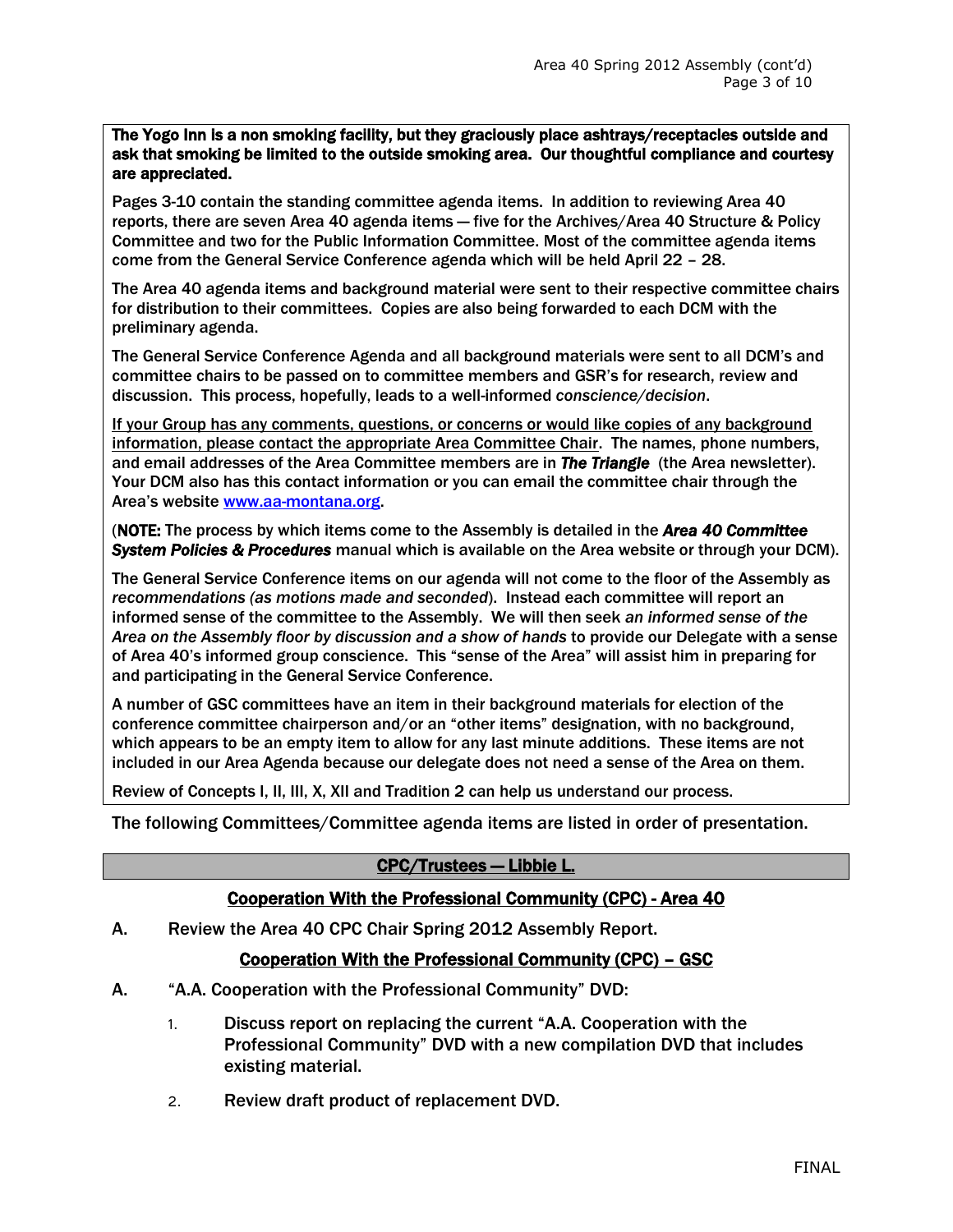**The Yogo Inn is a non smoking facility, but they graciously place ashtrays/receptacles outside and ask that smoking be limited to the outside smoking area. Our thoughtful compliance and courtesy are appreciated.**

Pages 3-10 contain the standing committee agenda items. In addition to reviewing Area 40 reports, there are seven Area 40 agenda items — five for the Archives/Area 40 Structure & Policy Committee and two for the Public Information Committee. Most of the committee agenda items come from the General Service Conference agenda which will be held April 22 – 28.

The Area 40 agenda items and background material were sent to their respective committee chairs for distribution to their committees. Copies are also being forwarded to each DCM with the preliminary agenda.

The General Service Conference Agenda and all background materials were sent to all DCM's and committee chairs to be passed on to committee members and GSR's for research, review and discussion. This process, hopefully, leads to a well-informed *conscience/decision*.

<u>If your Group has any comments, questions, or concerns or would like copies of any background information, please contact the appropriate Area Committee Chair</u>. The names, phone numbers, and email addresses of the Area Committee members are in ***The Triangle*** (the Area newsletter). Your DCM also has this contact information or you can email the committee chair through the Area's website www.aa-montana.org.

(**NOTE:** The process by which items come to the Assembly is detailed in the ***Area 40 Committee System Policies & Procedures*** manual which is available on the Area website or through your DCM).

The General Service Conference items on our agenda will not come to the floor of the Assembly as *recommendations (as motions made and seconded*). Instead each committee will report an informed sense of the committee to the Assembly. We will then seek *an informed sense of the Area on the Assembly floor by discussion and a show of hands* to provide our Delegate with a sense of Area 40's informed group conscience. This "sense of the Area" will assist him in preparing for and participating in the General Service Conference.

A number of GSC committees have an item in their background materials for election of the conference committee chairperson and/or an "other items" designation, with no background, which appears to be an empty item to allow for any last minute additions. These items are not included in our Area Agenda because our delegate does not need a sense of the Area on them.

Review of Concepts I, II, III, X, XII and Tradition 2 can help us understand our process.

The following Committees/Committee agenda items are listed in order of presentation.

## <u>CPC/Trustees — Libbie L.</u>

### <u>Cooperation With the Professional Community (CPC) - Area 40</u>

A. Review the Area 40 CPC Chair Spring 2012 Assembly Report.

### <u>Cooperation With the Professional Community (CPC) – GSC</u>

A. "A.A. Cooperation with the Professional Community" DVD:

1. Discuss report on replacing the current "A.A. Cooperation with the Professional Community" DVD with a new compilation DVD that includes existing material.
2. Review draft product of replacement DVD.

FINAL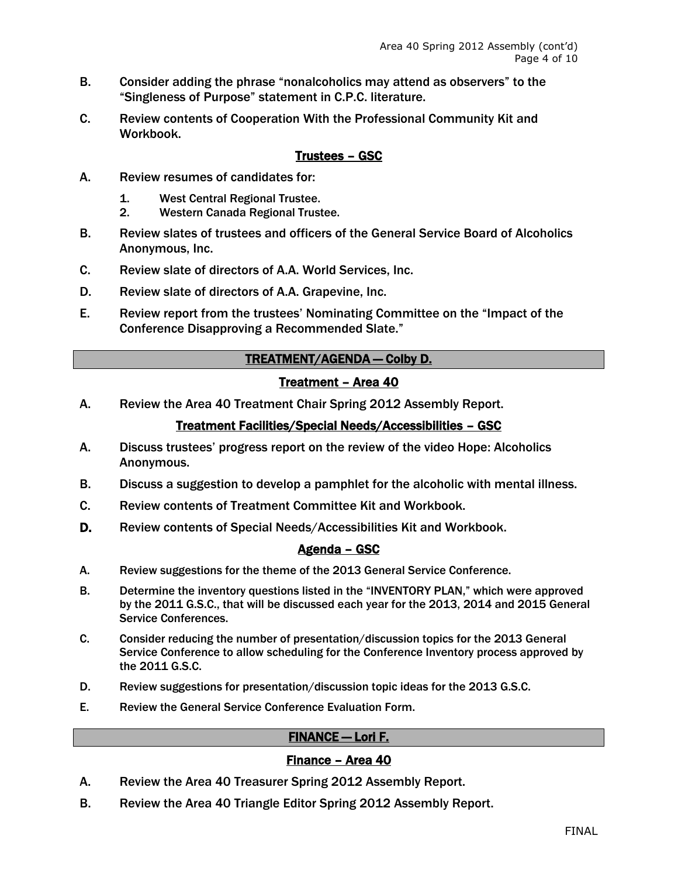B. Consider adding the phrase "nonalcoholics may attend as observers" to the "Singleness of Purpose" statement in C.P.C. literature.

C. Review contents of Cooperation With the Professional Community Kit and Workbook.

### Trustees – GSC

A. Review resumes of candidates for:
   1. West Central Regional Trustee.
   2. Western Canada Regional Trustee.

B. Review slates of trustees and officers of the General Service Board of Alcoholics Anonymous, Inc.

C. Review slate of directors of A.A. World Services, Inc.

D. Review slate of directors of A.A. Grapevine, Inc.

E. Review report from the trustees' Nominating Committee on the "Impact of the Conference Disapproving a Recommended Slate."

## TREATMENT/AGENDA — Colby D.

### Treatment – Area 40

A. Review the Area 40 Treatment Chair Spring 2012 Assembly Report.

### Treatment Facilities/Special Needs/Accessibilities – GSC

A. Discuss trustees' progress report on the review of the video Hope: Alcoholics Anonymous.

B. Discuss a suggestion to develop a pamphlet for the alcoholic with mental illness.

C. Review contents of Treatment Committee Kit and Workbook.

D. Review contents of Special Needs/Accessibilities Kit and Workbook.

### Agenda – GSC

A. Review suggestions for the theme of the 2013 General Service Conference.

B. Determine the inventory questions listed in the "INVENTORY PLAN," which were approved by the 2011 G.S.C., that will be discussed each year for the 2013, 2014 and 2015 General Service Conferences.

C. Consider reducing the number of presentation/discussion topics for the 2013 General Service Conference to allow scheduling for the Conference Inventory process approved by the 2011 G.S.C.

D. Review suggestions for presentation/discussion topic ideas for the 2013 G.S.C.

E. Review the General Service Conference Evaluation Form.

## FINANCE — Lori F.

### Finance – Area 40

A. Review the Area 40 Treasurer Spring 2012 Assembly Report.

B. Review the Area 40 Triangle Editor Spring 2012 Assembly Report.

FINAL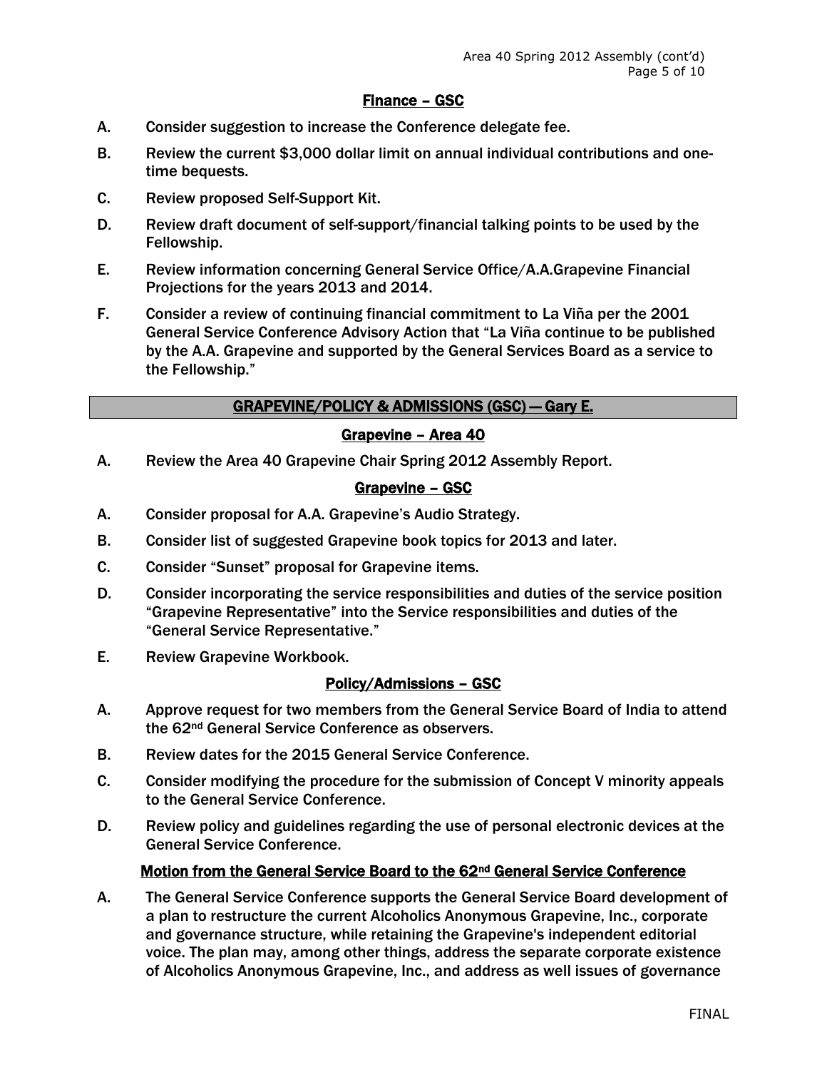## Finance – GSC

A. Consider suggestion to increase the Conference delegate fee.

B. Review the current $3,000 dollar limit on annual individual contributions and one-time bequests.

C. Review proposed Self-Support Kit.

D. Review draft document of self-support/financial talking points to be used by the Fellowship.

E. Review information concerning General Service Office/A.A.Grapevine Financial Projections for the years 2013 and 2014.

F. Consider a review of continuing financial commitment to La Viña per the 2001 General Service Conference Advisory Action that "La Viña continue to be published by the A.A. Grapevine and supported by the General Services Board as a service to the Fellowship."

## GRAPEVINE/POLICY & ADMISSIONS (GSC) — Gary E.

### Grapevine – Area 40

A. Review the Area 40 Grapevine Chair Spring 2012 Assembly Report.

### Grapevine – GSC

A. Consider proposal for A.A. Grapevine's Audio Strategy.

B. Consider list of suggested Grapevine book topics for 2013 and later.

C. Consider "Sunset" proposal for Grapevine items.

D. Consider incorporating the service responsibilities and duties of the service position "Grapevine Representative" into the Service responsibilities and duties of the "General Service Representative."

E. Review Grapevine Workbook.

### Policy/Admissions – GSC

A. Approve request for two members from the General Service Board of India to attend the 62nd General Service Conference as observers.

B. Review dates for the 2015 General Service Conference.

C. Consider modifying the procedure for the submission of Concept V minority appeals to the General Service Conference.

D. Review policy and guidelines regarding the use of personal electronic devices at the General Service Conference.

### Motion from the General Service Board to the 62nd General Service Conference

A. The General Service Conference supports the General Service Board development of a plan to restructure the current Alcoholics Anonymous Grapevine, Inc., corporate and governance structure, while retaining the Grapevine's independent editorial voice. The plan may, among other things, address the separate corporate existence of Alcoholics Anonymous Grapevine, Inc., and address as well issues of governance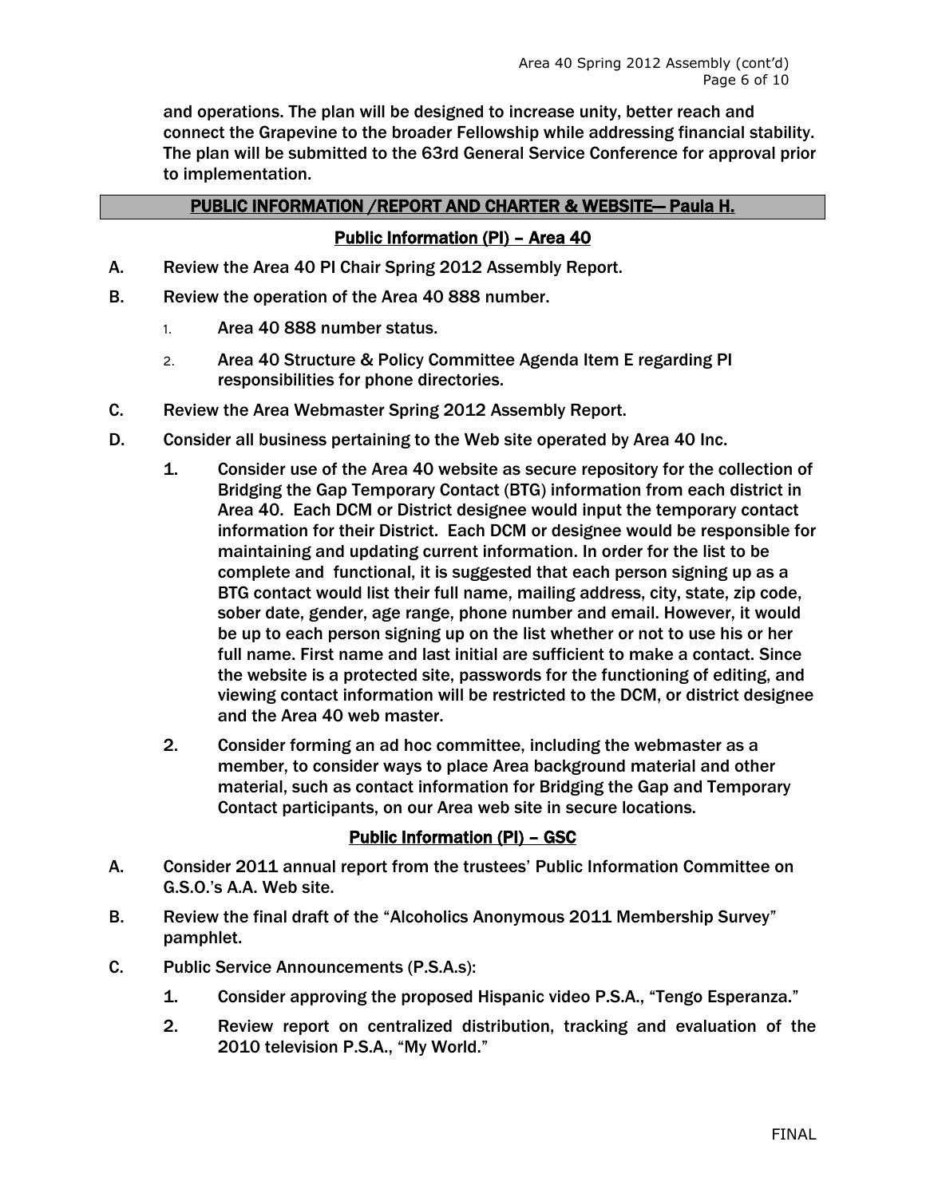and operations. The plan will be designed to increase unity, better reach and connect the Grapevine to the broader Fellowship while addressing financial stability. The plan will be submitted to the 63rd General Service Conference for approval prior to implementation.

## PUBLIC INFORMATION /REPORT AND CHARTER & WEBSITE— Paula H.

### Public Information (PI) – Area 40

A. Review the Area 40 PI Chair Spring 2012 Assembly Report.

B. Review the operation of the Area 40 888 number.

1. Area 40 888 number status.
2. Area 40 Structure & Policy Committee Agenda Item E regarding PI responsibilities for phone directories.

C. Review the Area Webmaster Spring 2012 Assembly Report.

D. Consider all business pertaining to the Web site operated by Area 40 Inc.

1. Consider use of the Area 40 website as secure repository for the collection of Bridging the Gap Temporary Contact (BTG) information from each district in Area 40. Each DCM or District designee would input the temporary contact information for their District. Each DCM or designee would be responsible for maintaining and updating current information. In order for the list to be complete and functional, it is suggested that each person signing up as a BTG contact would list their full name, mailing address, city, state, zip code, sober date, gender, age range, phone number and email. However, it would be up to each person signing up on the list whether or not to use his or her full name. First name and last initial are sufficient to make a contact. Since the website is a protected site, passwords for the functioning of editing, and viewing contact information will be restricted to the DCM, or district designee and the Area 40 web master.
2. Consider forming an ad hoc committee, including the webmaster as a member, to consider ways to place Area background material and other material, such as contact information for Bridging the Gap and Temporary Contact participants, on our Area web site in secure locations.

### Public Information (PI) – GSC

A. Consider 2011 annual report from the trustees' Public Information Committee on G.S.O.'s A.A. Web site.

B. Review the final draft of the "Alcoholics Anonymous 2011 Membership Survey" pamphlet.

C. Public Service Announcements (P.S.A.s):

1. Consider approving the proposed Hispanic video P.S.A., "Tengo Esperanza."
2. Review report on centralized distribution, tracking and evaluation of the 2010 television P.S.A., "My World."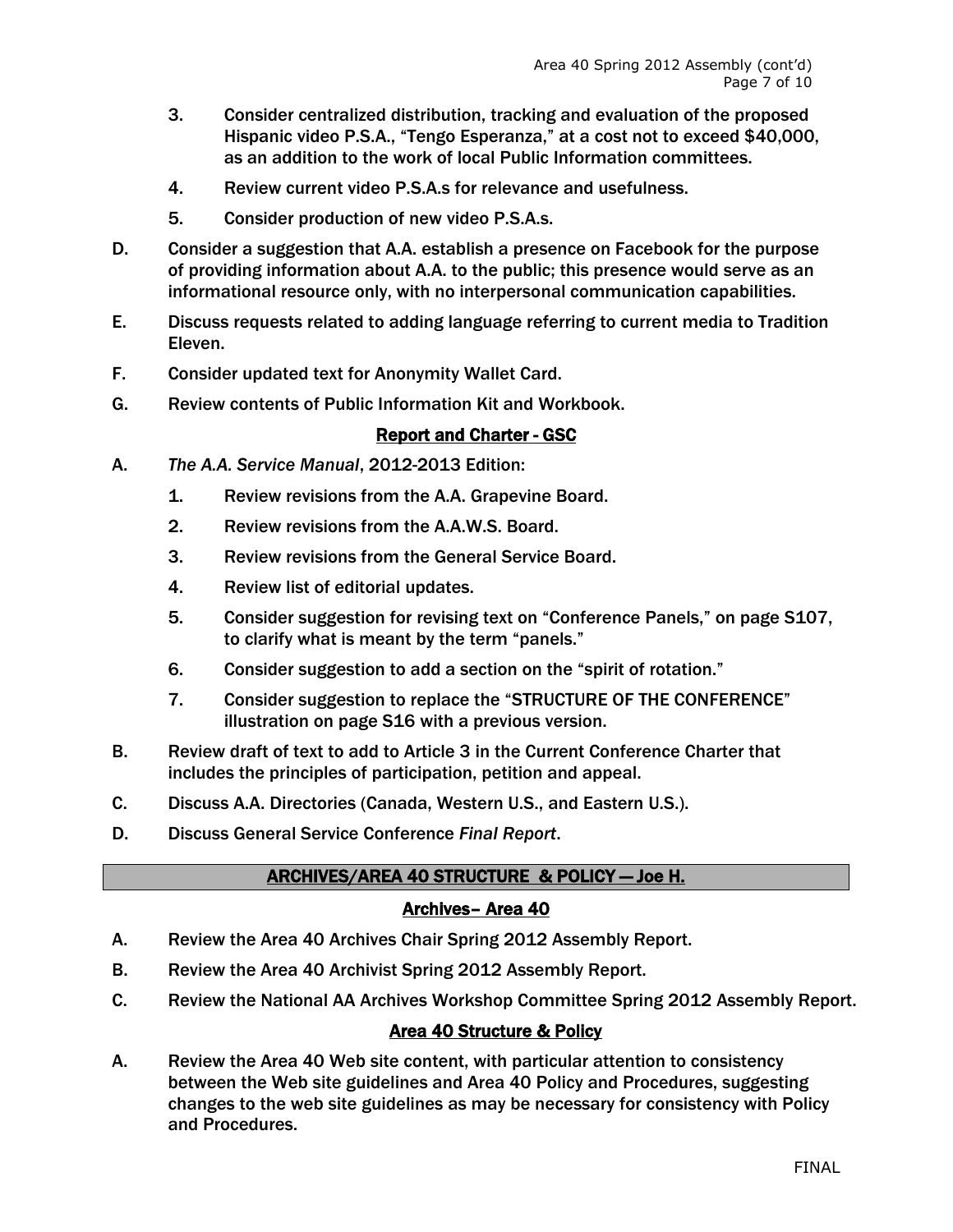3. Consider centralized distribution, tracking and evaluation of the proposed Hispanic video P.S.A., "Tengo Esperanza," at a cost not to exceed $40,000, as an addition to the work of local Public Information committees.

4. Review current video P.S.A.s for relevance and usefulness.

5. Consider production of new video P.S.A.s.

D. Consider a suggestion that A.A. establish a presence on Facebook for the purpose of providing information about A.A. to the public; this presence would serve as an informational resource only, with no interpersonal communication capabilities.

E. Discuss requests related to adding language referring to current media to Tradition Eleven.

F. Consider updated text for Anonymity Wallet Card.

G. Review contents of Public Information Kit and Workbook.

### Report and Charter - GSC

A. *The A.A. Service Manual*, 2012-2013 Edition:

1. Review revisions from the A.A. Grapevine Board.

2. Review revisions from the A.A.W.S. Board.

3. Review revisions from the General Service Board.

4. Review list of editorial updates.

5. Consider suggestion for revising text on "Conference Panels," on page S107, to clarify what is meant by the term "panels."

6. Consider suggestion to add a section on the "spirit of rotation."

7. Consider suggestion to replace the "STRUCTURE OF THE CONFERENCE" illustration on page S16 with a previous version.

B. Review draft of text to add to Article 3 in the Current Conference Charter that includes the principles of participation, petition and appeal.

C. Discuss A.A. Directories (Canada, Western U.S., and Eastern U.S.).

D. Discuss General Service Conference *Final Report*.

## ARCHIVES/AREA 40 STRUCTURE & POLICY — Joe H.

### Archives– Area 40

A. Review the Area 40 Archives Chair Spring 2012 Assembly Report.

B. Review the Area 40 Archivist Spring 2012 Assembly Report.

C. Review the National AA Archives Workshop Committee Spring 2012 Assembly Report.

### Area 40 Structure & Policy

A. Review the Area 40 Web site content, with particular attention to consistency between the Web site guidelines and Area 40 Policy and Procedures, suggesting changes to the web site guidelines as may be necessary for consistency with Policy and Procedures.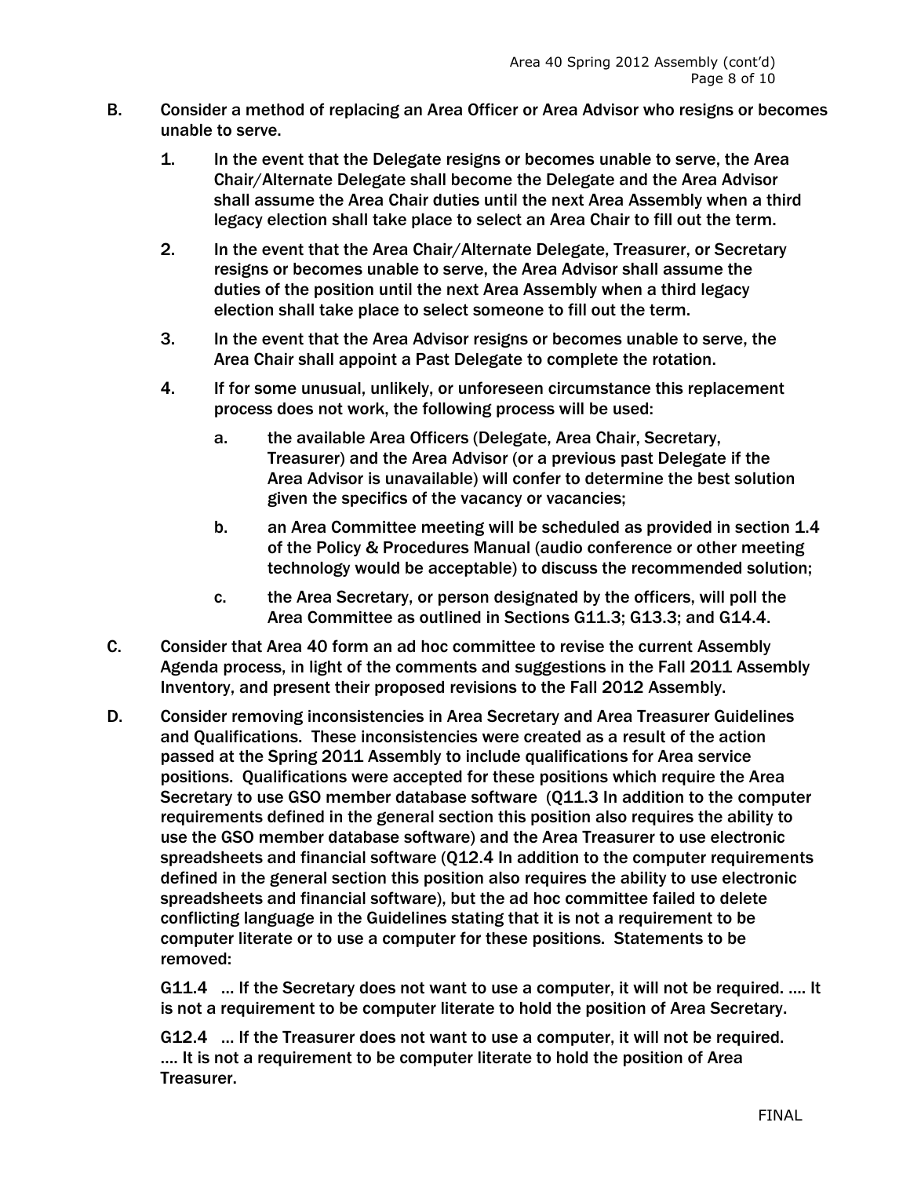B. Consider a method of replacing an Area Officer or Area Advisor who resigns or becomes unable to serve.

   1. In the event that the Delegate resigns or becomes unable to serve, the Area Chair/Alternate Delegate shall become the Delegate and the Area Advisor shall assume the Area Chair duties until the next Area Assembly when a third legacy election shall take place to select an Area Chair to fill out the term.

   2. In the event that the Area Chair/Alternate Delegate, Treasurer, or Secretary resigns or becomes unable to serve, the Area Advisor shall assume the duties of the position until the next Area Assembly when a third legacy election shall take place to select someone to fill out the term.

   3. In the event that the Area Advisor resigns or becomes unable to serve, the Area Chair shall appoint a Past Delegate to complete the rotation.

   4. If for some unusual, unlikely, or unforeseen circumstance this replacement process does not work, the following process will be used:

      a. the available Area Officers (Delegate, Area Chair, Secretary, Treasurer) and the Area Advisor (or a previous past Delegate if the Area Advisor is unavailable) will confer to determine the best solution given the specifics of the vacancy or vacancies;

      b. an Area Committee meeting will be scheduled as provided in section 1.4 of the Policy & Procedures Manual (audio conference or other meeting technology would be acceptable) to discuss the recommended solution;

      c. the Area Secretary, or person designated by the officers, will poll the Area Committee as outlined in Sections G11.3; G13.3; and G14.4.

C. Consider that Area 40 form an ad hoc committee to revise the current Assembly Agenda process, in light of the comments and suggestions in the Fall 2011 Assembly Inventory, and present their proposed revisions to the Fall 2012 Assembly.

D. Consider removing inconsistencies in Area Secretary and Area Treasurer Guidelines and Qualifications. These inconsistencies were created as a result of the action passed at the Spring 2011 Assembly to include qualifications for Area service positions. Qualifications were accepted for these positions which require the Area Secretary to use GSO member database software (Q11.3 In addition to the computer requirements defined in the general section this position also requires the ability to use the GSO member database software) and the Area Treasurer to use electronic spreadsheets and financial software (Q12.4 In addition to the computer requirements defined in the general section this position also requires the ability to use electronic spreadsheets and financial software), but the ad hoc committee failed to delete conflicting language in the Guidelines stating that it is not a requirement to be computer literate or to use a computer for these positions. Statements to be removed:

   G11.4 … If the Secretary does not want to use a computer, it will not be required. …. It is not a requirement to be computer literate to hold the position of Area Secretary.

   G12.4 … If the Treasurer does not want to use a computer, it will not be required. …. It is not a requirement to be computer literate to hold the position of Area Treasurer.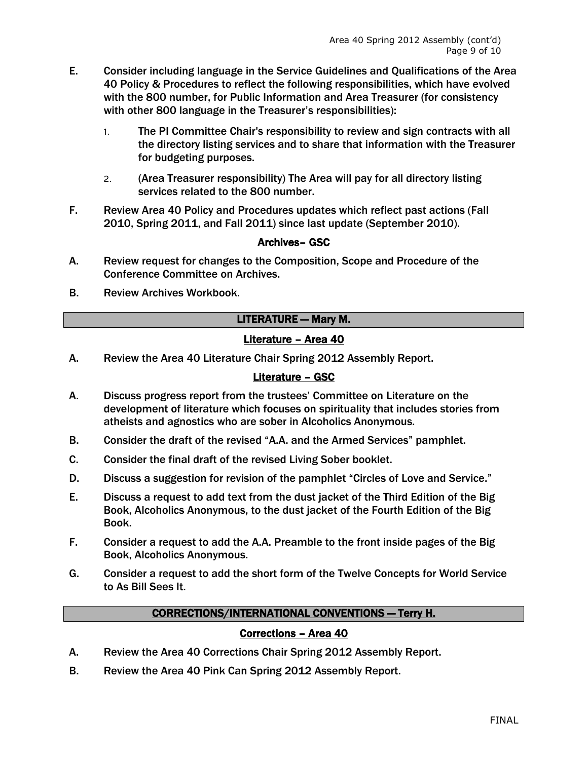E. Consider including language in the Service Guidelines and Qualifications of the Area 40 Policy & Procedures to reflect the following responsibilities, which have evolved with the 800 number, for Public Information and Area Treasurer (for consistency with other 800 language in the Treasurer's responsibilities):

   1. The PI Committee Chair's responsibility to review and sign contracts with all the directory listing services and to share that information with the Treasurer for budgeting purposes.

   2. (Area Treasurer responsibility) The Area will pay for all directory listing services related to the 800 number.

F. Review Area 40 Policy and Procedures updates which reflect past actions (Fall 2010, Spring 2011, and Fall 2011) since last update (September 2010).

### Archives– GSC

A. Review request for changes to the Composition, Scope and Procedure of the Conference Committee on Archives.

B. Review Archives Workbook.

## LITERATURE — Mary M.

### Literature – Area 40

A. Review the Area 40 Literature Chair Spring 2012 Assembly Report.

### Literature – GSC

A. Discuss progress report from the trustees' Committee on Literature on the development of literature which focuses on spirituality that includes stories from atheists and agnostics who are sober in Alcoholics Anonymous.

B. Consider the draft of the revised "A.A. and the Armed Services" pamphlet.

C. Consider the final draft of the revised Living Sober booklet.

D. Discuss a suggestion for revision of the pamphlet "Circles of Love and Service."

E. Discuss a request to add text from the dust jacket of the Third Edition of the Big Book, Alcoholics Anonymous, to the dust jacket of the Fourth Edition of the Big Book.

F. Consider a request to add the A.A. Preamble to the front inside pages of the Big Book, Alcoholics Anonymous.

G. Consider a request to add the short form of the Twelve Concepts for World Service to As Bill Sees It.

## CORRECTIONS/INTERNATIONAL CONVENTIONS — Terry H.

### Corrections – Area 40

A. Review the Area 40 Corrections Chair Spring 2012 Assembly Report.

B. Review the Area 40 Pink Can Spring 2012 Assembly Report.

FINAL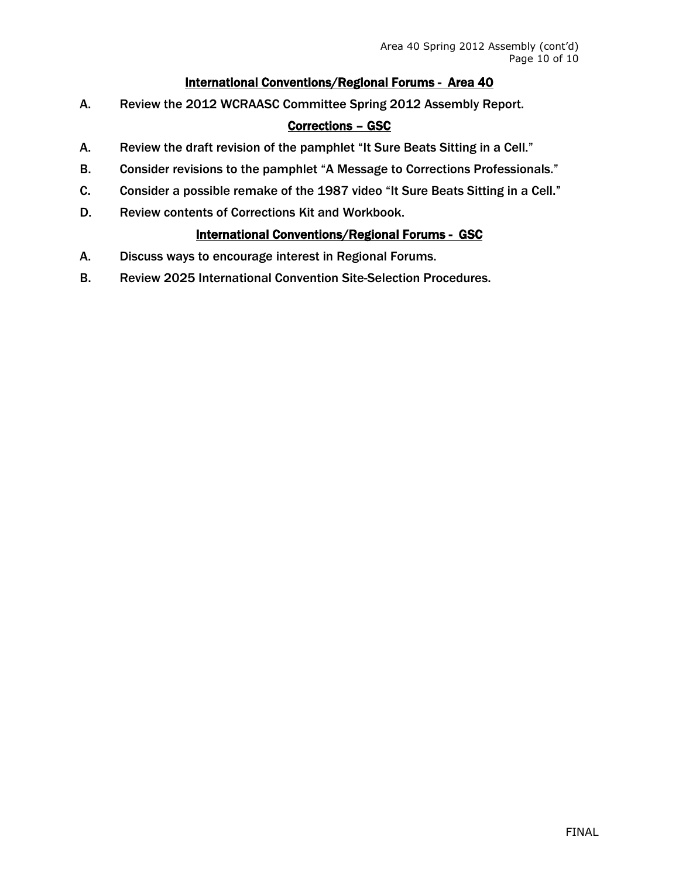## International Conventions/Regional Forums - Area 40

A. Review the 2012 WCRAASC Committee Spring 2012 Assembly Report.

## Corrections – GSC

A. Review the draft revision of the pamphlet "It Sure Beats Sitting in a Cell."

B. Consider revisions to the pamphlet "A Message to Corrections Professionals."

C. Consider a possible remake of the 1987 video "It Sure Beats Sitting in a Cell."

D. Review contents of Corrections Kit and Workbook.

## International Conventions/Regional Forums - GSC

A. Discuss ways to encourage interest in Regional Forums.

B. Review 2025 International Convention Site-Selection Procedures.

FINAL